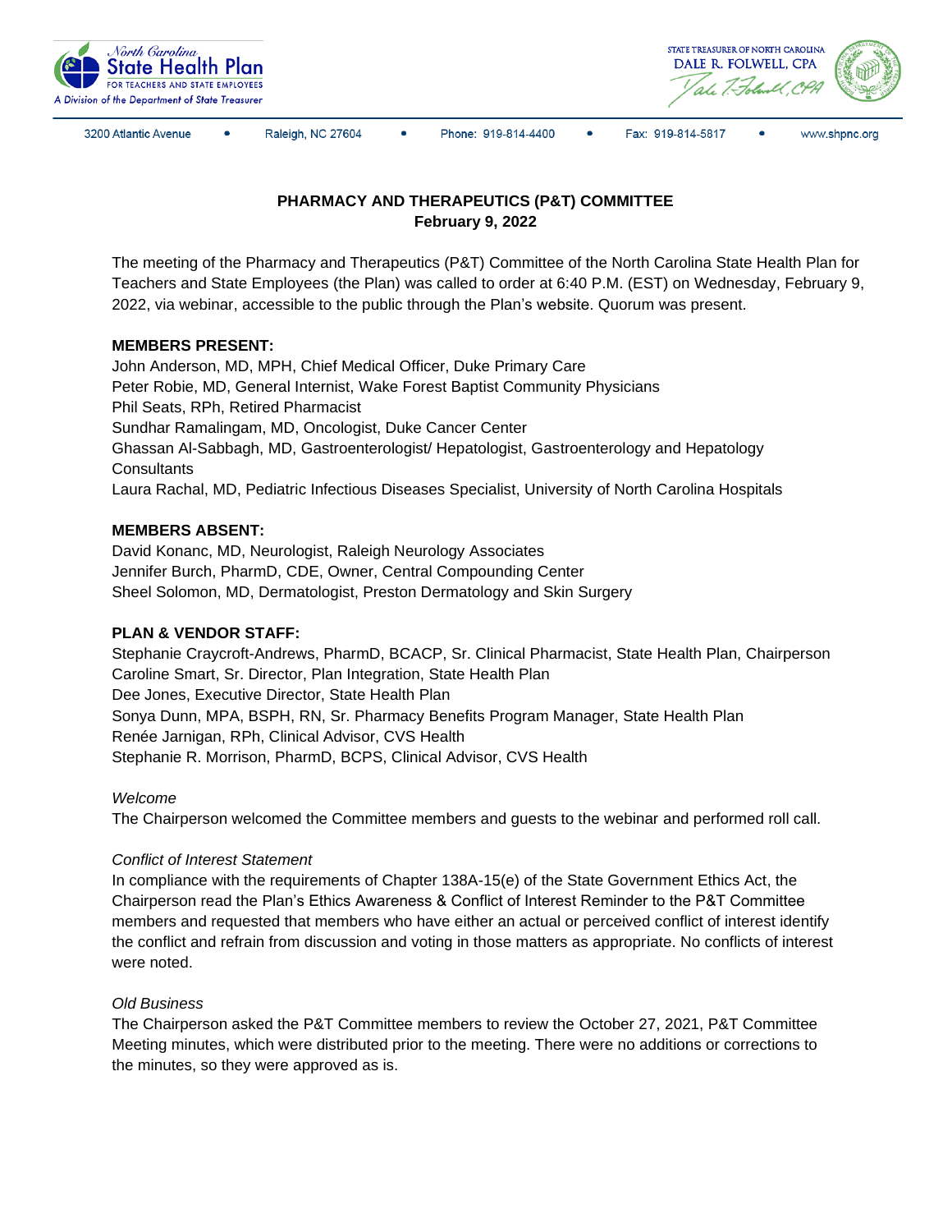North Carolina State Health Plan FOR TEACHERS AND STATE EMPLOYEES
A Division of the Department of State Treasurer

STATE TREASURER OF NORTH CAROLINA
DALE R. FOLWELL, CPA

3200 Atlantic Avenue • Raleigh, NC 27604 • Phone: 919-814-4400 • Fax: 919-814-5817 • www.shpnc.org

**PHARMACY AND THERAPEUTICS (P&T) COMMITTEE**
**February 9, 2022**

The meeting of the Pharmacy and Therapeutics (P&T) Committee of the North Carolina State Health Plan for Teachers and State Employees (the Plan) was called to order at 6:40 P.M. (EST) on Wednesday, February 9, 2022, via webinar, accessible to the public through the Plan's website. Quorum was present.

**MEMBERS PRESENT:**
John Anderson, MD, MPH, Chief Medical Officer, Duke Primary Care
Peter Robie, MD, General Internist, Wake Forest Baptist Community Physicians
Phil Seats, RPh, Retired Pharmacist
Sundhar Ramalingam, MD, Oncologist, Duke Cancer Center
Ghassan Al-Sabbagh, MD, Gastroenterologist/ Hepatologist, Gastroenterology and Hepatology Consultants
Laura Rachal, MD, Pediatric Infectious Diseases Specialist, University of North Carolina Hospitals

**MEMBERS ABSENT:**
David Konanc, MD, Neurologist, Raleigh Neurology Associates
Jennifer Burch, PharmD, CDE, Owner, Central Compounding Center
Sheel Solomon, MD, Dermatologist, Preston Dermatology and Skin Surgery

**PLAN & VENDOR STAFF:**
Stephanie Craycroft-Andrews, PharmD, BCACP, Sr. Clinical Pharmacist, State Health Plan, Chairperson
Caroline Smart, Sr. Director, Plan Integration, State Health Plan
Dee Jones, Executive Director, State Health Plan
Sonya Dunn, MPA, BSPH, RN, Sr. Pharmacy Benefits Program Manager, State Health Plan
Renée Jarnigan, RPh, Clinical Advisor, CVS Health
Stephanie R. Morrison, PharmD, BCPS, Clinical Advisor, CVS Health

*Welcome*
The Chairperson welcomed the Committee members and guests to the webinar and performed roll call.

*Conflict of Interest Statement*
In compliance with the requirements of Chapter 138A-15(e) of the State Government Ethics Act, the Chairperson read the Plan's Ethics Awareness & Conflict of Interest Reminder to the P&T Committee members and requested that members who have either an actual or perceived conflict of interest identify the conflict and refrain from discussion and voting in those matters as appropriate. No conflicts of interest were noted.

*Old Business*
The Chairperson asked the P&T Committee members to review the October 27, 2021, P&T Committee Meeting minutes, which were distributed prior to the meeting. There were no additions or corrections to the minutes, so they were approved as is.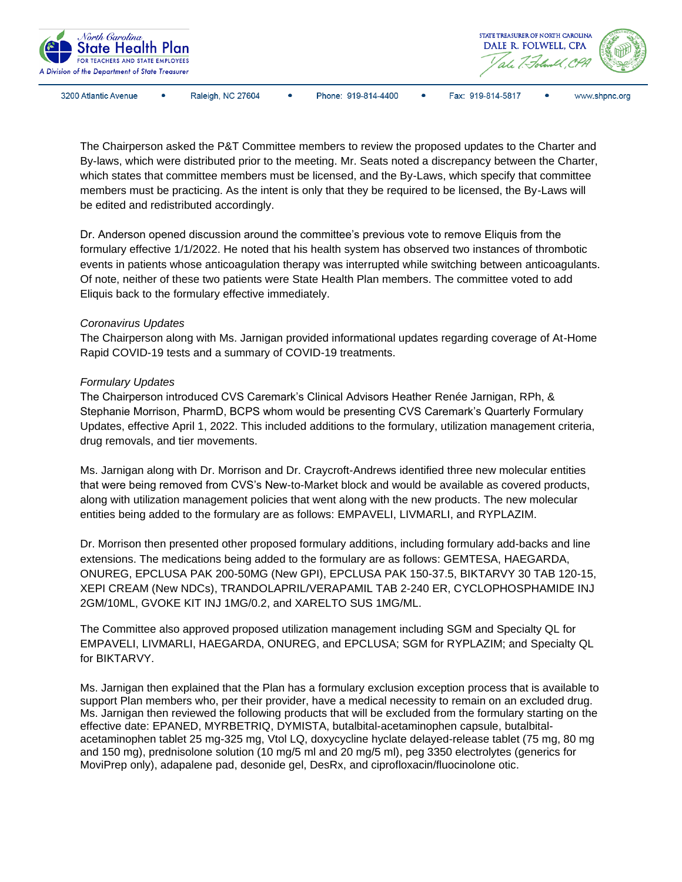The Chairperson asked the P&T Committee members to review the proposed updates to the Charter and By-laws, which were distributed prior to the meeting. Mr. Seats noted a discrepancy between the Charter, which states that committee members must be licensed, and the By-Laws, which specify that committee members must be practicing. As the intent is only that they be required to be licensed, the By-Laws will be edited and redistributed accordingly.

Dr. Anderson opened discussion around the committee's previous vote to remove Eliquis from the formulary effective 1/1/2022. He noted that his health system has observed two instances of thrombotic events in patients whose anticoagulation therapy was interrupted while switching between anticoagulants. Of note, neither of these two patients were State Health Plan members. The committee voted to add Eliquis back to the formulary effective immediately.

*Coronavirus Updates*

The Chairperson along with Ms. Jarnigan provided informational updates regarding coverage of At-Home Rapid COVID-19 tests and a summary of COVID-19 treatments.

*Formulary Updates*

The Chairperson introduced CVS Caremark's Clinical Advisors Heather Renée Jarnigan, RPh, & Stephanie Morrison, PharmD, BCPS whom would be presenting CVS Caremark's Quarterly Formulary Updates, effective April 1, 2022. This included additions to the formulary, utilization management criteria, drug removals, and tier movements.

Ms. Jarnigan along with Dr. Morrison and Dr. Craycroft-Andrews identified three new molecular entities that were being removed from CVS's New-to-Market block and would be available as covered products, along with utilization management policies that went along with the new products. The new molecular entities being added to the formulary are as follows: EMPAVELI, LIVMARLI, and RYPLAZIM.

Dr. Morrison then presented other proposed formulary additions, including formulary add-backs and line extensions. The medications being added to the formulary are as follows: GEMTESA, HAEGARDA, ONUREG, EPCLUSA PAK 200-50MG (New GPI), EPCLUSA PAK 150-37.5, BIKTARVY 30 TAB 120-15, XEPI CREAM (New NDCs), TRANDOLAPRIL/VERAPAMIL TAB 2-240 ER, CYCLOPHOSPHAMIDE INJ 2GM/10ML, GVOKE KIT INJ 1MG/0.2, and XARELTO SUS 1MG/ML.

The Committee also approved proposed utilization management including SGM and Specialty QL for EMPAVELI, LIVMARLI, HAEGARDA, ONUREG, and EPCLUSA; SGM for RYPLAZIM; and Specialty QL for BIKTARVY.

Ms. Jarnigan then explained that the Plan has a formulary exclusion exception process that is available to support Plan members who, per their provider, have a medical necessity to remain on an excluded drug. Ms. Jarnigan then reviewed the following products that will be excluded from the formulary starting on the effective date: EPANED, MYRBETRIQ, DYMISTA, butalbital-acetaminophen capsule, butalbital-acetaminophen tablet 25 mg-325 mg, Vtol LQ, doxycycline hyclate delayed-release tablet (75 mg, 80 mg and 150 mg), prednisolone solution (10 mg/5 ml and 20 mg/5 ml), peg 3350 electrolytes (generics for MoviPrep only), adapalene pad, desonide gel, DesRx, and ciprofloxacin/fluocinolone otic.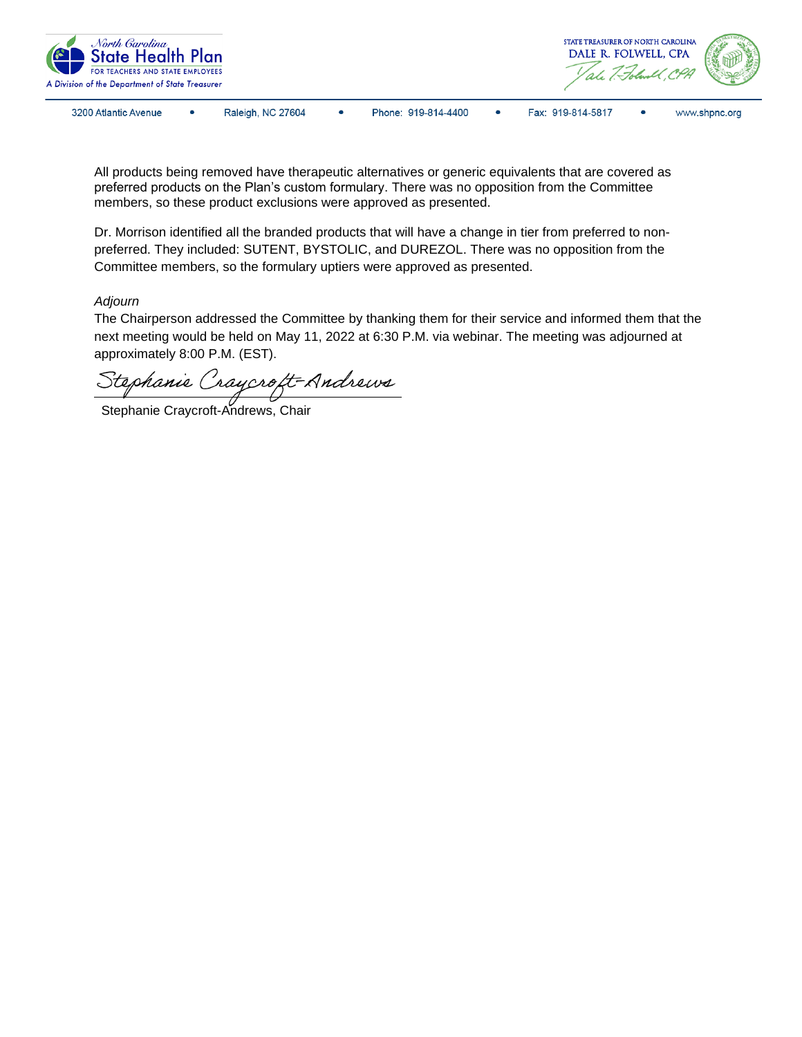All products being removed have therapeutic alternatives or generic equivalents that are covered as preferred products on the Plan's custom formulary. There was no opposition from the Committee members, so these product exclusions were approved as presented.

Dr. Morrison identified all the branded products that will have a change in tier from preferred to non-preferred. They included: SUTENT, BYSTOLIC, and DUREZOL. There was no opposition from the Committee members, so the formulary uptiers were approved as presented.

*Adjourn*

The Chairperson addressed the Committee by thanking them for their service and informed them that the next meeting would be held on May 11, 2022 at 6:30 P.M. via webinar. The meeting was adjourned at approximately 8:00 P.M. (EST).

Stephanie Craycroft-Andrews

Stephanie Craycroft-Andrews, Chair